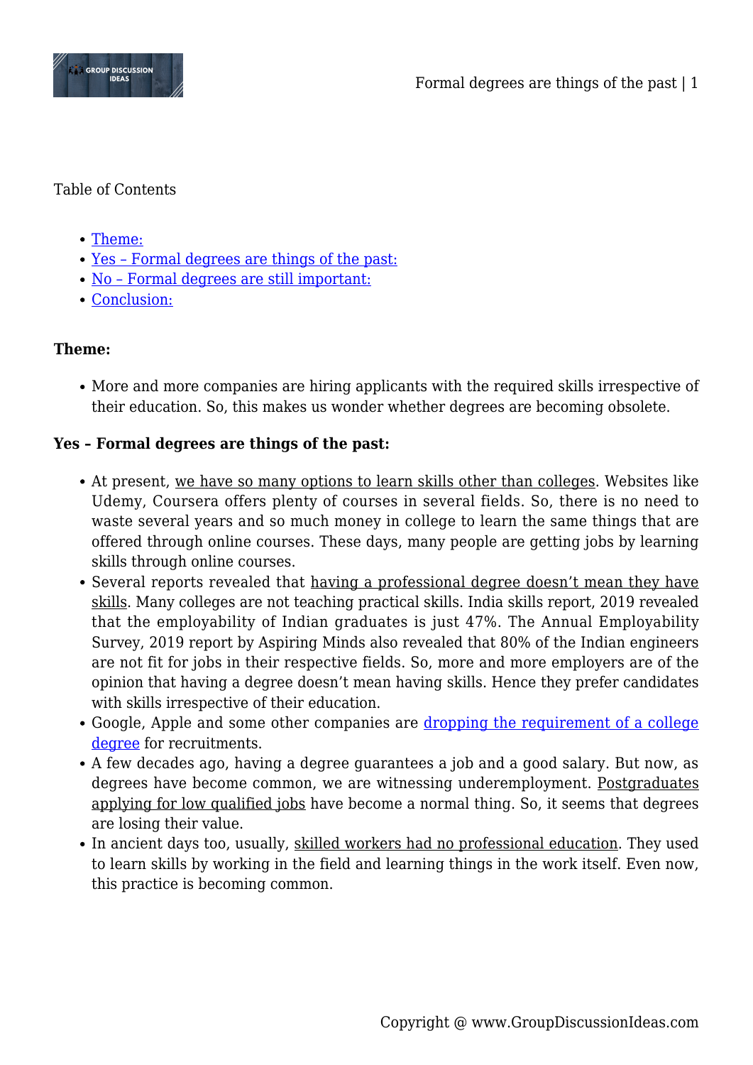Table of Contents

- Theme:
- Yes – Formal degrees are things of the past:
- No – Formal degrees are still important:
- Conclusion:

**Theme:**

- More and more companies are hiring applicants with the required skills irrespective of their education. So, this makes us wonder whether degrees are becoming obsolete.

**Yes – Formal degrees are things of the past:**

- At present, we have so many options to learn skills other than colleges. Websites like Udemy, Coursera offers plenty of courses in several fields. So, there is no need to waste several years and so much money in college to learn the same things that are offered through online courses. These days, many people are getting jobs by learning skills through online courses.
- Several reports revealed that having a professional degree doesn't mean they have skills. Many colleges are not teaching practical skills. India skills report, 2019 revealed that the employability of Indian graduates is just 47%. The Annual Employability Survey, 2019 report by Aspiring Minds also revealed that 80% of the Indian engineers are not fit for jobs in their respective fields. So, more and more employers are of the opinion that having a degree doesn't mean having skills. Hence they prefer candidates with skills irrespective of their education.
- Google, Apple and some other companies are dropping the requirement of a college degree for recruitments.
- A few decades ago, having a degree guarantees a job and a good salary. But now, as degrees have become common, we are witnessing underemployment. Postgraduates applying for low qualified jobs have become a normal thing. So, it seems that degrees are losing their value.
- In ancient days too, usually, skilled workers had no professional education. They used to learn skills by working in the field and learning things in the work itself. Even now, this practice is becoming common.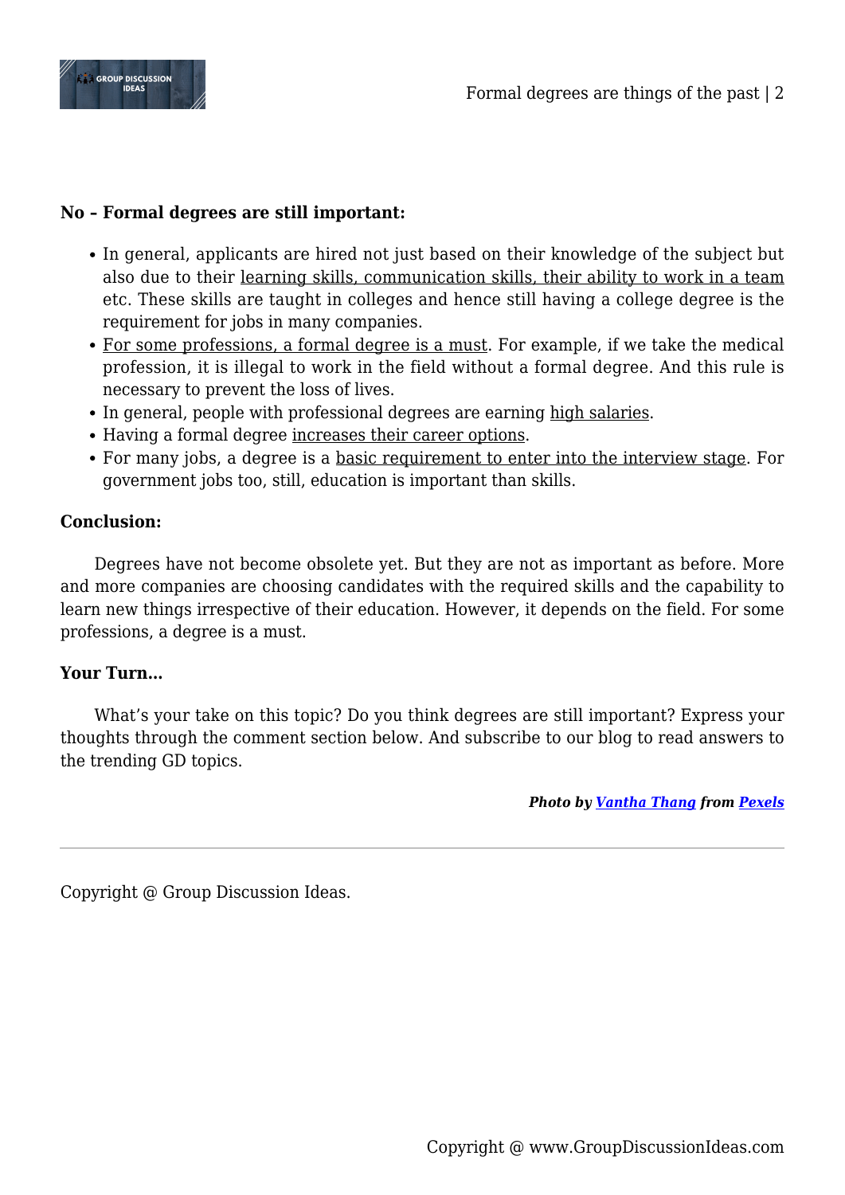**No – Formal degrees are still important:**

- In general, applicants are hired not just based on their knowledge of the subject but also due to their learning skills, communication skills, their ability to work in a team etc. These skills are taught in colleges and hence still having a college degree is the requirement for jobs in many companies.
- For some professions, a formal degree is a must. For example, if we take the medical profession, it is illegal to work in the field without a formal degree. And this rule is necessary to prevent the loss of lives.
- In general, people with professional degrees are earning high salaries.
- Having a formal degree increases their career options.
- For many jobs, a degree is a basic requirement to enter into the interview stage. For government jobs too, still, education is important than skills.

**Conclusion:**

Degrees have not become obsolete yet. But they are not as important as before. More and more companies are choosing candidates with the required skills and the capability to learn new things irrespective of their education. However, it depends on the field. For some professions, a degree is a must.

**Your Turn…**

What's your take on this topic? Do you think degrees are still important? Express your thoughts through the comment section below. And subscribe to our blog to read answers to the trending GD topics.

***Photo by Vantha Thang from Pexels***

---

Copyright @ Group Discussion Ideas.